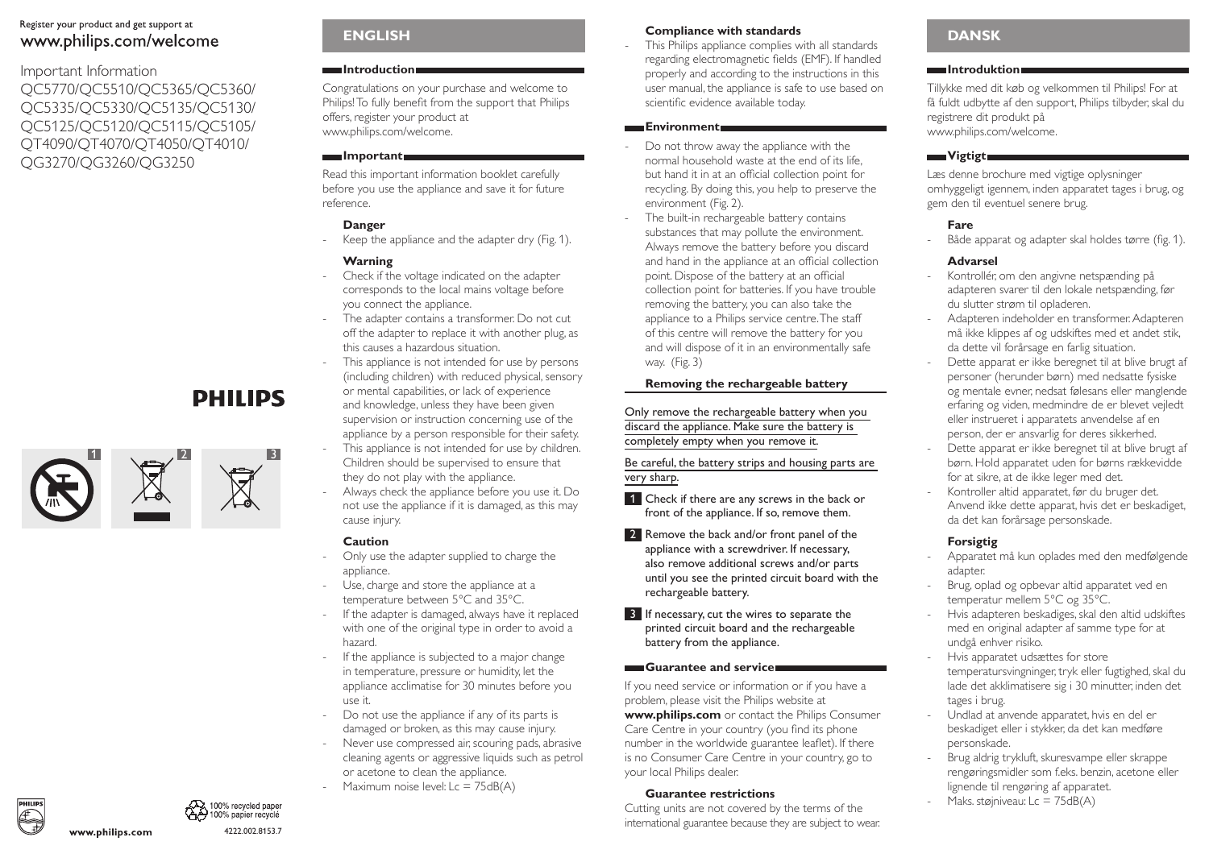Register your product and get support at
www.philips.com/welcome

Important Information
QC5770/QC5510/QC5365/QC5360/
QC5335/QC5330/QC5135/QC5130/
QC5125/QC5120/QC5115/QC5105/
QT4090/QT4070/QT4050/QT4010/
QG3270/QG3260/QG3250

PHILIPS

1 2 3

100% recycled paper
100% papier recyclé

www.philips.com 4222.002.8153.7

## ENGLISH

### Introduction

Congratulations on your purchase and welcome to Philips! To fully benefit from the support that Philips offers, register your product at www.philips.com/welcome.

### Important

Read this important information booklet carefully before you use the appliance and save it for future reference.

#### Danger

- Keep the appliance and the adapter dry (Fig. 1).

#### Warning

- Check if the voltage indicated on the adapter corresponds to the local mains voltage before you connect the appliance.
- The adapter contains a transformer. Do not cut off the adapter to replace it with another plug, as this causes a hazardous situation.
- This appliance is not intended for use by persons (including children) with reduced physical, sensory or mental capabilities, or lack of experience and knowledge, unless they have been given supervision or instruction concerning use of the appliance by a person responsible for their safety.
- This appliance is not intended for use by children. Children should be supervised to ensure that they do not play with the appliance.
- Always check the appliance before you use it. Do not use the appliance if it is damaged, as this may cause injury.

#### Caution

- Only use the adapter supplied to charge the appliance.
- Use, charge and store the appliance at a temperature between 5°C and 35°C.
- If the adapter is damaged, always have it replaced with one of the original type in order to avoid a hazard.
- If the appliance is subjected to a major change in temperature, pressure or humidity, let the appliance acclimatise for 30 minutes before you use it.
- Do not use the appliance if any of its parts is damaged or broken, as this may cause injury.
- Never use compressed air, scouring pads, abrasive cleaning agents or aggressive liquids such as petrol or acetone to clean the appliance.
- Maximum noise level: Lc = 75dB(A)

#### Compliance with standards

- This Philips appliance complies with all standards regarding electromagnetic fields (EMF). If handled properly and according to the instructions in this user manual, the appliance is safe to use based on scientific evidence available today.

### Environment

- Do not throw away the appliance with the normal household waste at the end of its life, but hand it in at an official collection point for recycling. By doing this, you help to preserve the environment (Fig. 2).
- The built-in rechargeable battery contains substances that may pollute the environment. Always remove the battery before you discard and hand in the appliance at an official collection point. Dispose of the battery at an official collection point for batteries. If you have trouble removing the battery, you can also take the appliance to a Philips service centre. The staff of this centre will remove the battery for you and will dispose of it in an environmentally safe way. (Fig. 3)

#### Removing the rechargeable battery

Only remove the rechargeable battery when you discard the appliance. Make sure the battery is completely empty when you remove it.

Be careful, the battery strips and housing parts are very sharp.

1. Check if there are any screws in the back or front of the appliance. If so, remove them.
2. Remove the back and/or front panel of the appliance with a screwdriver. If necessary, also remove additional screws and/or parts until you see the printed circuit board with the rechargeable battery.
3. If necessary, cut the wires to separate the printed circuit board and the rechargeable battery from the appliance.

### Guarantee and service

If you need service or information or if you have a problem, please visit the Philips website at **www.philips.com** or contact the Philips Consumer Care Centre in your country (you find its phone number in the worldwide guarantee leaflet). If there is no Consumer Care Centre in your country, go to your local Philips dealer.

#### Guarantee restrictions

Cutting units are not covered by the terms of the international guarantee because they are subject to wear.

## DANSK

### Introduktion

Tillykke med dit køb og velkommen til Philips! For at få fuldt udbytte af den support, Philips tilbyder, skal du registrere dit produkt på www.philips.com/welcome.

### Vigtigt

Læs denne brochure med vigtige oplysninger omhyggeligt igennem, inden apparatet tages i brug, og gem den til eventuel senere brug.

#### Fare

- Både apparat og adapter skal holdes tørre (fig. 1).

#### Advarsel

- Kontrollér, om den angivne netspænding på adapteren svarer til den lokale netspænding, før du slutter strøm til opladeren.
- Adapteren indeholder en transformer. Adapteren må ikke klippes af og udskiftes med et andet stik, da dette vil forårsage en farlig situation.
- Dette apparat er ikke beregnet til at blive brugt af personer (herunder børn) med nedsatte fysiske og mentale evner, nedsat følesans eller manglende erfaring og viden, medmindre de er blevet vejledt eller instrueret i apparatets anvendelse af en person, der er ansvarlig for deres sikkerhed.
- Dette apparat er ikke beregnet til at blive brugt af børn. Hold apparatet uden for børns rækkevidde for at sikre, at de ikke leger med det.
- Kontroller altid apparatet, før du bruger det. Anvend ikke dette apparat, hvis det er beskadiget, da det kan forårsage personskade.

#### Forsigtig

- Apparatet må kun oplades med den medfølgende adapter.
- Brug, oplad og opbevar altid apparatet ved en temperatur mellem 5°C og 35°C.
- Hvis adapteren beskadiges, skal den altid udskiftes med en original adapter af samme type for at undgå enhver risiko.
- Hvis apparatet udsættes for store temperatursvingninger, tryk eller fugtighed, skal du lade det akklimatisere sig i 30 minutter, inden det tages i brug.
- Undlad at anvende apparatet, hvis en del er beskadiget eller i stykker, da det kan medføre personskade.
- Brug aldrig trykluft, skuresvampe eller skrappe rengøringsmidler som f.eks. benzin, acetone eller lignende til rengøring af apparatet.
- Maks. støjniveau: Lc = 75dB(A)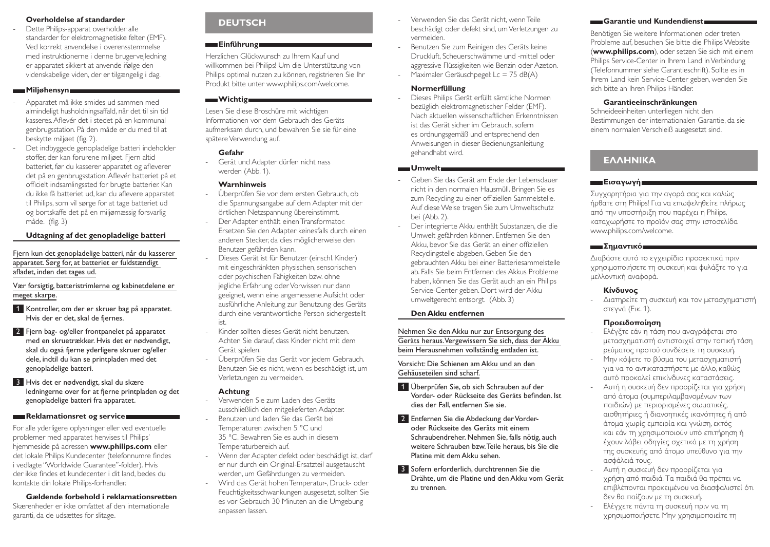#### Overholdelse af standarder

- Dette Philips-apparat overholder alle standarder for elektromagnetiske felter (EMF). Ved korrekt anvendelse i overensstemmelse med instruktionerne i denne brugervejledning er apparatet sikkert at anvende ifølge den videnskabelige viden, der er tilgængelig i dag.

### Miljøhensyn

- Apparatet må ikke smides ud sammen med almindeligt husholdningsaffald, når det til sin tid kasseres. Aflevér det i stedet på en kommunal genbrugsstation. På den måde er du med til at beskytte miljøet (fig. 2).
- Det indbyggede genopladelige batteri indeholder stoffer, der kan forurene miljøet. Fjern altid batteriet, før du kasserer apparatet og afleverer det på en genbrugsstation. Aflevér batteriet på et officielt indsamlingssted for brugte batterier. Kan du ikke få batteriet ud, kan du aflevere apparatet til Philips, som vil sørge for at tage batteriet ud og bortskaffe det på en miljømæssig forsvarlig måde. (fig. 3)

#### Udtagning af det genopladelige batteri

Fjern kun det genopladelige batteri, når du kasserer apparatet. Sørg for, at batteriet er fuldstændigt afladet, inden det tages ud.

Vær forsigtig, batteristrimlerne og kabinetdelene er meget skarpe.

1. Kontroller, om der er skruer bag på apparatet. Hvis der er det, skal de fjernes.
2. Fjern bag- og/eller frontpanelet på apparatet med en skruetrækker. Hvis det er nødvendigt, skal du også fjerne yderligere skruer og/eller dele, indtil du kan se printpladen med det genopladelige batteri.
3. Hvis det er nødvendigt, skal du skære ledningerne over for at fjerne printpladen og det genopladelige batteri fra apparatet.

### Reklamationsret og service

For alle yderligere oplysninger eller ved eventuelle problemer med apparatet henvises til Philips' hjemmeside på adressen **www.philips.com** eller det lokale Philips Kundecenter (telefonnumre findes i vedlagte "Worldwide Guarantee"-folder). Hvis der ikke findes et kundecenter i dit land, bedes du kontakte din lokale Philips-forhandler.

#### Gældende forbehold i reklamationsretten

Skærenheder er ikke omfattet af den internationale garanti, da de udsættes for slitage.

## DEUTSCH

### Einführung

Herzlichen Glückwunsch zu Ihrem Kauf und willkommen bei Philips! Um die Unterstützung von Philips optimal nutzen zu können, registrieren Sie Ihr Produkt bitte unter www.philips.com/welcome.

### Wichtig

Lesen Sie diese Broschüre mit wichtigen Informationen vor dem Gebrauch des Geräts aufmerksam durch, und bewahren Sie sie für eine spätere Verwendung auf.

#### Gefahr

- Gerät und Adapter dürfen nicht nass werden (Abb. 1).

#### Warnhinweis

- Überprüfen Sie vor dem ersten Gebrauch, ob die Spannungsangabe auf dem Adapter mit der örtlichen Netzspannung übereinstimmt.
- Der Adapter enthält einen Transformator. Ersetzen Sie den Adapter keinesfalls durch einen anderen Stecker, da dies möglicherweise den Benutzer gefährden kann.
- Dieses Gerät ist für Benutzer (einschl. Kinder) mit eingeschränkten physischen, sensorischen oder psychischen Fähigkeiten bzw. ohne jegliche Erfahrung oder Vorwissen nur dann geeignet, wenn eine angemessene Aufsicht oder ausführliche Anleitung zur Benutzung des Geräts durch eine verantwortliche Person sichergestellt ist.
- Kinder sollten dieses Gerät nicht benutzen. Achten Sie darauf, dass Kinder nicht mit dem Gerät spielen.
- Überprüfen Sie das Gerät vor jedem Gebrauch. Benutzen Sie es nicht, wenn es beschädigt ist, um Verletzungen zu vermeiden.

#### Achtung

- Verwenden Sie zum Laden des Geräts ausschließlich den mitgelieferten Adapter.
- Benutzen und laden Sie das Gerät bei Temperaturen zwischen 5 °C und 35 °C. Bewahren Sie es auch in diesem Temperaturbereich auf.
- Wenn der Adapter defekt oder beschädigt ist, darf er nur durch ein Original-Ersatzteil ausgetauscht werden, um Gefährdungen zu vermeiden.
- Wird das Gerät hohen Temperatur-, Druck- oder Feuchtigkeitsschwankungen ausgesetzt, sollten Sie es vor Gebrauch 30 Minuten an die Umgebung anpassen lassen.
- Verwenden Sie das Gerät nicht, wenn Teile beschädigt oder defekt sind, um Verletzungen zu vermeiden.
- Benutzen Sie zum Reinigen des Geräts keine Druckluft, Scheuerschwämme und -mittel oder aggressive Flüssigkeiten wie Benzin oder Azeton.
- Maximaler Geräuschpegel: Lc = 75 dB(A)

#### Normerfüllung

- Dieses Philips Gerät erfüllt sämtliche Normen bezüglich elektromagnetischer Felder (EMF). Nach aktuellen wissenschaftlichen Erkenntnissen ist das Gerät sicher im Gebrauch, sofern es ordnungsgemäß und entsprechend den Anweisungen in dieser Bedienungsanleitung gehandhabt wird.

### Umwelt

- Geben Sie das Gerät am Ende der Lebensdauer nicht in den normalen Hausmüll. Bringen Sie es zum Recycling zu einer offiziellen Sammelstelle. Auf diese Weise tragen Sie zum Umweltschutz bei (Abb. 2).
- Der integrierte Akku enthält Substanzen, die die Umwelt gefährden können. Entfernen Sie den Akku, bevor Sie das Gerät an einer offiziellen Recyclingstelle abgeben. Geben Sie den gebrauchten Akku bei einer Batteriesammelstelle ab. Falls Sie beim Entfernen des Akkus Probleme haben, können Sie das Gerät auch an ein Philips Service-Center geben. Dort wird der Akku umweltgerecht entsorgt. (Abb. 3)

#### Den Akku entfernen

Nehmen Sie den Akku nur zur Entsorgung des Geräts heraus. Vergewissern Sie sich, dass der Akku beim Herausnehmen vollständig entladen ist.

Vorsicht: Die Schienen am Akku und an den Gehäuseteilen sind scharf.

1. Überprüfen Sie, ob sich Schrauben auf der Vorder- oder Rückseite des Geräts befinden. Ist dies der Fall, entfernen Sie sie.
2. Entfernen Sie die Abdeckung der Vorder- oder Rückseite des Geräts mit einem Schraubendreher. Nehmen Sie, falls nötig, auch weitere Schrauben bzw. Teile heraus, bis Sie die Platine mit dem Akku sehen.
3. Sofern erforderlich, durchtrennen Sie die Drähte, um die Platine und den Akku vom Gerät zu trennen.

### Garantie und Kundendienst

Benötigen Sie weitere Informationen oder treten Probleme auf, besuchen Sie bitte die Philips Website (**www.philips.com**), oder setzen Sie sich mit einem Philips Service-Center in Ihrem Land in Verbindung (Telefonnummer siehe Garantieschrift). Sollte es in Ihrem Land kein Service-Center geben, wenden Sie sich bitte an Ihren Philips Händler.

#### Garantieeinschränkungen

Schneideeinheiten unterliegen nicht den Bestimmungen der internationalen Garantie, da sie einem normalen Verschleiß ausgesetzt sind.

## ΕΛΛΗΝΙΚΑ

### Εισαγωγή

Συγχαρητήρια για την αγορά σας και καλώς ήρθατε στη Philips! Για να επωφεληθείτε πλήρως από την υποστήριξη που παρέχει η Philips, καταχωρήστε το προϊόν σας στην ιστοσελίδα www.philips.com/welcome.

### Σημαντικό

Διαβάστε αυτό το εγχειρίδιο προσεκτικά πριν χρησιμοποιήσετε τη συσκευή και φυλάξτε το για μελλοντική αναφορά.

#### Κίνδυνος

- Διατηρείτε τη συσκευή και τον μετασχηματιστή στεγνά (Εικ. 1).

#### Προειδοποίηση

- Ελέγξτε εάν η τάση που αναγράφεται στο μετασχηματιστή αντιστοιχεί στην τοπική τάση ρεύματος προτού συνδέσετε τη συσκευή.
- Μην κόψετε το βύσμα του μετασχηματιστή για να το αντικαταστήσετε με άλλο, καθώς αυτό προκαλεί επικίνδυνες καταστάσεις.
- Αυτή η συσκευή δεν προορίζεται για χρήση από άτομα (συμπεριλαμβανομένων των παιδιών) με περιορισμένες σωματικές, αισθητήριες ή διανοητικές ικανότητες ή από άτομα χωρίς εμπειρία και γνώση, εκτός και εάν τη χρησιμοποιούν υπό επιτήρηση ή έχουν λάβει οδηγίες σχετικά με τη χρήση της συσκευής από άτομο υπεύθυνο για την ασφάλειά τους.
- Αυτή η συσκευή δεν προορίζεται για χρήση από παιδιά. Τα παιδιά θα πρέπει να επιβλέπονται προκειμένου να διασφαλιστεί ότι δεν θα παίζουν με τη συσκευή.
- Ελέγχετε πάντα τη συσκευή πριν να τη χρησιμοποιήσετε. Μην χρησιμοποιείτε τη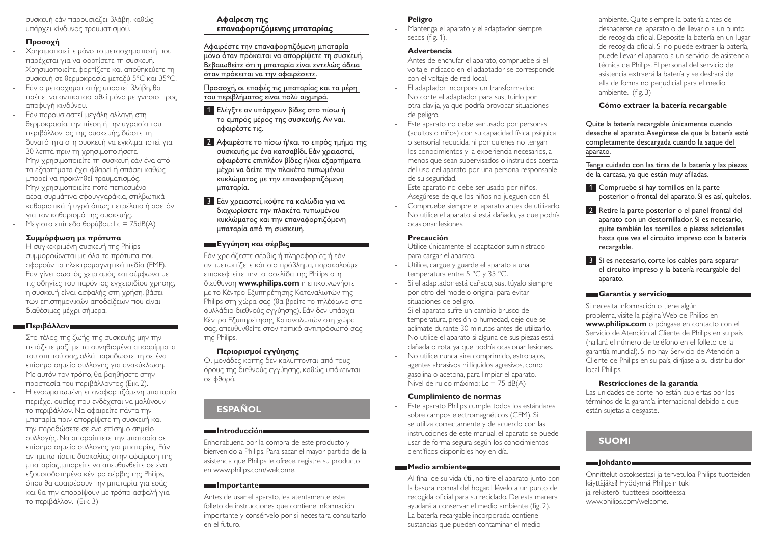συσκευή εάν παρουσιάζει βλάβη, καθώς υπάρχει κίνδυνος τραυματισμού.

### Προσοχή

- Χρησιμοποιείτε μόνο το μετασχηματιστή που παρέχεται για να φορτίσετε τη συσκευή.
- Χρησιμοποιείτε, φορτίζετε και αποθηκεύετε τη συσκευή σε θερμοκρασία μεταξύ 5°C και 35°C.
- Εάν ο μετασχηματιστής υποστεί βλάβη, θα πρέπει να αντικατασταθεί μόνο με γνήσιο προς αποφυγή κινδύνου.
- Εάν παρουσιαστεί μεγάλη αλλαγή στη θερμοκρασία, την πίεση ή την υγρασία του περιβάλλοντος της συσκευής, δώστε τη δυνατότητα στη συσκευή να εγκλιματιστεί για 30 λεπτά πριν τη χρησιμοποιήσετε.
- Μην χρησιμοποιείτε τη συσκευή εάν ένα από τα εξαρτήματα έχει φθαρεί ή σπάσει καθώς μπορεί να προκληθεί τραυματισμός.
- Μην χρησιμοποιείτε ποτέ πεπιεσμένο αέρα, συρμάτινα σφουγγαράκια, στιλβωτικά καθαριστικά ή υγρά όπως πετρέλαιο ή ασετόν για τον καθαρισμό της συσκευής.
- Μέγιστο επίπεδο θορύβου: Lc = 75dB(A)

### Συμμόρφωση με πρότυπα

- Η συγκεκριμένη συσκευή της Philips συμμορφώνεται με όλα τα πρότυπα που αφορούν τα ηλεκτρομαγνητικά πεδία (EMF). Εάν γίνει σωστός χειρισμός και σύμφωνα με τις οδηγίες του παρόντος εγχειριδίου χρήσης, η συσκευή είναι ασφαλής στη χρήση, βάσει των επιστημονικών αποδείξεων που είναι διαθέσιμες μέχρι σήμερα.

## Περιβάλλον

- Στο τέλος της ζωής της συσκευής μην την πετάξετε μαζί με τα συνηθισμένα απορρίμματα του σπιτιού σας, αλλά παραδώστε τη σε ένα επίσημο σημείο συλλογής για ανακύκλωση. Με αυτόν τον τρόπο, θα βοηθήσετε στην προστασία του περιβάλλοντος (Εικ. 2).
- Η ενσωματωμένη επαναφορτιζόμενη μπαταρία περιέχει ουσίες που ενδέχεται να μολύνουν το περιβάλλον. Να αφαιρείτε πάντα την μπαταρία πριν απορρίψετε τη συσκευή και την παραδώσετε σε ένα επίσημο σημείο συλλογής. Να απορρίπτετε την μπαταρία σε επίσημο σημείο συλλογής για μπαταρίες. Εάν αντιμετωπίσετε δυσκολίες στην αφαίρεση της μπαταρίας, μπορείτε να απευθυνθείτε σε ένα εξουσιοδοτημένο κέντρο σέρβις της Philips, όπου θα αφαιρέσουν την μπαταρία για εσάς και θα την απορρίψουν με τρόπο ασφαλή για το περιβάλλον. (Εικ. 3)

### Αφαίρεση της επαναφορτιζόμενης μπαταρίας

Αφαιρέστε την επαναφορτιζόμενη μπαταρία μόνο όταν πρόκειται να απορρίψετε τη συσκευή. Βεβαιωθείτε ότι η μπαταρία είναι εντελώς άδεια όταν πρόκειται να την αφαιρέσετε.

Προσοχή, οι επαφές τις μπαταρίας και τα μέρη του περιβλήματος είναι πολύ αιχμηρά.

1. Ελέγξτε αν υπάρχουν βίδες στο πίσω ή το εμπρός μέρος της συσκευής. Αν ναι, αφαιρέστε τις.
2. Αφαιρέστε το πίσω ή/και το εμπρός τμήμα της συσκευής με ένα κατσαβίδι. Εάν χρειαστεί, αφαιρέστε επιπλέον βίδες ή/και εξαρτήματα μέχρι να δείτε την πλακέτα τυπωμένου κυκλώματος με την επαναφορτιζόμενη μπαταρία.
3. Εάν χρειαστεί, κόψτε τα καλώδια για να διαχωρίσετε την πλακέτα τυπωμένου κυκλώματος και την επαναφορτιζόμενη μπαταρία από τη συσκευή.

## Εγγύηση και σέρβις

Εάν χρειάζεστε σέρβις ή πληροφορίες ή εάν αντιμετωπίζετε κάποιο πρόβλημα, παρακαλούμε επισκεφτείτε την ιστοσελίδα της Philips στη διεύθυνση **www.philips.com** ή επικοινωνήστε με το Κέντρο Εξυπηρέτησης Καταναλωτών της Philips στη χώρα σας (θα βρείτε το τηλέφωνο στο φυλλάδιο διεθνούς εγγύησης). Εάν δεν υπάρχει Κέντρο Εξυπηρέτησης Καταναλωτών στη χώρα σας, απευθυνθείτε στον τοπικό αντιπρόσωπό σας της Philips.

### Περιορισμοί εγγύησης

Οι μονάδες κοπής δεν καλύπτονται από τους όρους της διεθνούς εγγύησης, καθώς υπόκεινται σε φθορά.

# ESPAÑOL

## Introducción

Enhorabuena por la compra de este producto y bienvenido a Philips. Para sacar el mayor partido de la asistencia que Philips le ofrece, registre su producto en www.philips.com/welcome.

## Importante

Antes de usar el aparato, lea atentamente este folleto de instrucciones que contiene información importante y consérvelo por si necesitara consultarlo en el futuro.

### Peligro

- Mantenga el aparato y el adaptador siempre secos (fig. 1).

### Advertencia

- Antes de enchufar el aparato, compruebe si el voltaje indicado en el adaptador se corresponde con el voltaje de red local.
- El adaptador incorpora un transformador. No corte el adaptador para sustituirlo por otra clavija, ya que podría provocar situaciones de peligro.
- Este aparato no debe ser usado por personas (adultos o niños) con su capacidad física, psíquica o sensorial reducida, ni por quienes no tengan los conocimientos y la experiencia necesarios, a menos que sean supervisados o instruidos acerca del uso del aparato por una persona responsable de su seguridad.
- Este aparato no debe ser usado por niños. Asegúrese de que los niños no jueguen con él.
- Compruebe siempre el aparato antes de utilizarlo. No utilice el aparato si está dañado, ya que podría ocasionar lesiones.

### Precaución

- Utilice únicamente el adaptador suministrado para cargar el aparato.
- Utilice, cargue y guarde el aparato a una temperatura entre 5 °C y 35 °C.
- Si el adaptador está dañado, sustitúyalo siempre por otro del modelo original para evitar situaciones de peligro.
- Si el aparato sufre un cambio brusco de temperatura, presión o humedad, deje que se aclimate durante 30 minutos antes de utilizarlo.
- No utilice el aparato si alguna de sus piezas está dañada o rota, ya que podría ocasionar lesiones.
- No utilice nunca aire comprimido, estropajos, agentes abrasivos ni líquidos agresivos, como gasolina o acetona, para limpiar el aparato.
- Nivel de ruido máximo: Lc = 75 dB(A)

### Cumplimiento de normas

- Este aparato Philips cumple todos los estándares sobre campos electromagnéticos (CEM). Si se utiliza correctamente y de acuerdo con las instrucciones de este manual, el aparato se puede usar de forma segura según los conocimientos científicos disponibles hoy en día.

## Medio ambiente

- Al final de su vida útil, no tire el aparato junto con la basura normal del hogar. Llévelo a un punto de recogida oficial para su reciclado. De esta manera ayudará a conservar el medio ambiente (fig. 2).
- La batería recargable incorporada contiene sustancias que pueden contaminar el medio ambiente. Quite siempre la batería antes de deshacerse del aparato o de llevarlo a un punto de recogida oficial. Deposite la batería en un lugar de recogida oficial. Si no puede extraer la batería, puede llevar el aparato a un servicio de asistencia técnica de Philips. El personal del servicio de asistencia extraerá la batería y se deshará de ella de forma no perjudicial para el medio ambiente. (fig. 3)

### Cómo extraer la batería recargable

Quite la batería recargable únicamente cuando deseche el aparato. Asegúrese de que la batería esté completamente descargada cuando la saque del aparato.

Tenga cuidado con las tiras de la batería y las piezas de la carcasa, ya que están muy afiladas.

1. Compruebe si hay tornillos en la parte posterior o frontal del aparato. Si es así, quítelos.
2. Retire la parte posterior o el panel frontal del aparato con un destornillador. Si es necesario, quite también los tornillos o piezas adicionales hasta que vea el circuito impreso con la batería recargable.
3. Si es necesario, corte los cables para separar el circuito impreso y la batería recargable del aparato.

## Garantía y servicio

Si necesita información o tiene algún problema, visite la página Web de Philips en **www.philips.com** o póngase en contacto con el Servicio de Atención al Cliente de Philips en su país (hallará el número de teléfono en el folleto de la garantía mundial). Si no hay Servicio de Atención al Cliente de Philips en su país, diríjase a su distribuidor local Philips.

### Restricciones de la garantía

Las unidades de corte no están cubiertas por los términos de la garantía internacional debido a que están sujetas a desgaste.

# SUOMI

## Johdanto

Onnittelut ostoksestasi ja tervetuloa Philips-tuotteiden käyttäjäksi! Hyödynnä Philipsin tuki ja rekisteröi tuotteesi osoitteessa www.philips.com/welcome.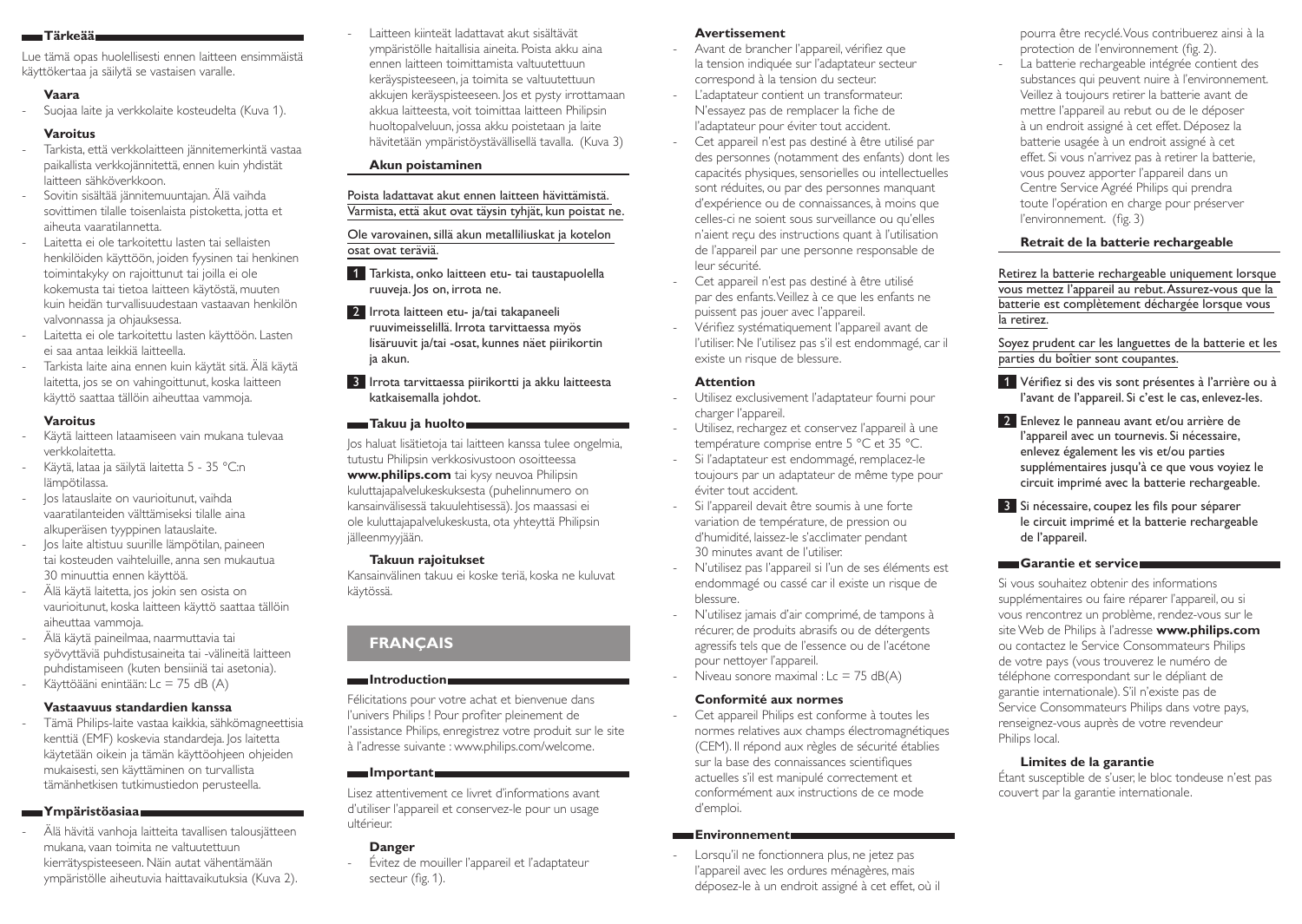## Tärkeää

Lue tämä opas huolellisesti ennen laitteen ensimmäistä käyttökertaa ja säilytä se vastaisen varalle.

### Vaara

- Suojaa laite ja verkkolaite kosteudelta (Kuva 1).

### Varoitus

- Tarkista, että verkkolaitteen jännitemerkintä vastaa paikallista verkkojännitettä, ennen kuin yhdistät laitteen sähköverkkoon.
- Sovitin sisältää jännitemuuntajan. Älä vaihda sovittimen tilalle toisenlaista pistoketta, jotta et aiheuta vaaratilannetta.
- Laitetta ei ole tarkoitettu lasten tai sellaisten henkilöiden käyttöön, joiden fyysinen tai henkinen toimintakyky on rajoittunut tai joilla ei ole kokemusta tai tietoa laitteen käytöstä, muuten kuin heidän turvallisuudestaan vastaavan henkilön valvonnassa ja ohjauksessa.
- Laitetta ei ole tarkoitettu lasten käyttöön. Lasten ei saa antaa leikkiä laitteella.
- Tarkista laite aina ennen kuin käytät sitä. Älä käytä laitetta, jos se on vahingoittunut, koska laitteen käyttö saattaa tällöin aiheuttaa vammoja.

### Varoitus

- Käytä laitteen lataamiseen vain mukana tulevaa verkkolaitetta.
- Käytä, lataa ja säilytä laitetta 5 - 35 °C:n lämpötilassa.
- Jos latauslaite on vaurioitunut, vaihda vaaratilanteiden välttämiseksi tilalle aina alkuperäisen tyyppinen latauslaite.
- Jos laite altistuu suurille lämpötilan, paineen tai kosteuden vaihteluille, anna sen mukautua 30 minuuttia ennen käyttöä.
- Älä käytä laitetta, jos jokin sen osista on vaurioitunut, koska laitteen käyttö saattaa tällöin aiheuttaa vammoja.
- Älä käytä paineilmaa, naarmuttavia tai syövyttäviä puhdistusaineita tai -välineitä laitteen puhdistamiseen (kuten bensiiniä tai asetonia).
- Käyttöääni enintään: Lc = 75 dB (A)

### Vastaavuus standardien kanssa

- Tämä Philips-laite vastaa kaikkia sähkömagneettisia kenttiä (EMF) koskevia standardeja. Jos laitetta käytetään oikein ja tämän käyttöohjeen ohjeiden mukaisesti, sen käyttäminen on turvallista tämänhetkisen tutkimustiedon perusteella.

## Ympäristöasiaa

- Älä hävitä vanhoja laitteita tavallisen talousjätteen mukana, vaan toimita ne valtuutettuun kierrätyspisteeseen. Näin autat vähentämään ympäristölle aiheutuvia haittavaikutuksia (Kuva 2).
- Laitteen kiinteät ladattavat akut sisältävät ympäristölle haitallisia aineita. Poista akku aina ennen laitteen toimittamista valtuutettuun keräyspisteeseen, ja toimita se valtuutettuun akkujen keräyspisteeseen. Jos et pysty irrottamaan akkua laitteesta, voit toimittaa laitteen Philipsin huoltopalveluun, jossa akku poistetaan ja laite hävitetään ympäristöystävällisellä tavalla. (Kuva 3)

### Akun poistaminen

Poista ladattavat akut ennen laitteen hävittämistä. Varmista, että akut ovat täysin tyhjät, kun poistat ne.

Ole varovainen, sillä akun metalliliuskat ja kotelon osat ovat teräviä.

1. Tarkista, onko laitteen etu- tai taustapuolella ruuveja. Jos on, irrota ne.
2. Irrota laitteen etu- ja/tai takapaneeli ruuvimeisselillä. Irrota tarvittaessa myös lisäruuvit ja/tai -osat, kunnes näet piirikortin ja akun.
3. Irrota tarvittaessa piirikortti ja akku laitteesta katkaisemalla johdot.

## Takuu ja huolto

Jos haluat lisätietoja tai laitteen kanssa tulee ongelmia, tutustu Philipsin verkkosivustoon osoitteessa **www.philips.com** tai kysy neuvoa Philipsin kuluttajapalvelukeskuksesta (puhelinnumero on kansainvälisessä takuulehtisessä). Jos maassasi ei ole kuluttajapalvelukeskusta, ota yhteyttä Philipsin jälleenmyyjään.

### Takuun rajoitukset

Kansainvälinen takuu ei koske teriä, koska ne kuluvat käytössä.

# FRANÇAIS

## Introduction

Félicitations pour votre achat et bienvenue dans l'univers Philips ! Pour profiter pleinement de l'assistance Philips, enregistrez votre produit sur le site à l'adresse suivante : www.philips.com/welcome.

## Important

Lisez attentivement ce livret d'informations avant d'utiliser l'appareil et conservez-le pour un usage ultérieur.

### Danger

- Évitez de mouiller l'appareil et l'adaptateur secteur (fig. 1).

### Avertissement

- Avant de brancher l'appareil, vérifiez que la tension indiquée sur l'adaptateur secteur correspond à la tension du secteur.
- L'adaptateur contient un transformateur. N'essayez pas de remplacer la fiche de l'adaptateur pour éviter tout accident.
- Cet appareil n'est pas destiné à être utilisé par des personnes (notamment des enfants) dont les capacités physiques, sensorielles ou intellectuelles sont réduites, ou par des personnes manquant d'expérience ou de connaissances, à moins que celles-ci ne soient sous surveillance ou qu'elles n'aient reçu des instructions quant à l'utilisation de l'appareil par une personne responsable de leur sécurité.
- Cet appareil n'est pas destiné à être utilisé par des enfants. Veillez à ce que les enfants ne puissent pas jouer avec l'appareil.
- Vérifiez systématiquement l'appareil avant de l'utiliser. Ne l'utilisez pas s'il est endommagé, car il existe un risque de blessure.

### Attention

- Utilisez exclusivement l'adaptateur fourni pour charger l'appareil.
- Utilisez, rechargez et conservez l'appareil à une température comprise entre 5 °C et 35 °C.
- Si l'adaptateur est endommagé, remplacez-le toujours par un adaptateur de même type pour éviter tout accident.
- Si l'appareil devait être soumis à une forte variation de température, de pression ou d'humidité, laissez-le s'acclimater pendant 30 minutes avant de l'utiliser.
- N'utilisez pas l'appareil si l'un de ses éléments est endommagé ou cassé car il existe un risque de blessure.
- N'utilisez jamais d'air comprimé, de tampons à récurer, de produits abrasifs ou de détergents agressifs tels que de l'essence ou de l'acétone pour nettoyer l'appareil.
- Niveau sonore maximal : Lc = 75 dB(A)

### Conformité aux normes

- Cet appareil Philips est conforme à toutes les normes relatives aux champs électromagnétiques (CEM). Il répond aux règles de sécurité établies sur la base des connaissances scientifiques actuelles s'il est manipulé correctement et conformément aux instructions de ce mode d'emploi.

## Environnement

- Lorsqu'il ne fonctionnera plus, ne jetez pas l'appareil avec les ordures ménagères, mais déposez-le à un endroit assigné à cet effet, où il pourra être recyclé. Vous contribuerez ainsi à la protection de l'environnement (fig. 2).
- La batterie rechargeable intégrée contient des substances qui peuvent nuire à l'environnement. Veillez à toujours retirer la batterie avant de mettre l'appareil au rebut ou de le déposer à un endroit assigné à cet effet. Déposez la batterie usagée à un endroit assigné à cet effet. Si vous n'arrivez pas à retirer la batterie, vous pouvez apporter l'appareil dans un Centre Service Agréé Philips qui prendra toute l'opération en charge pour préserver l'environnement. (fig. 3)

### Retrait de la batterie rechargeable

Retirez la batterie rechargeable uniquement lorsque vous mettez l'appareil au rebut. Assurez-vous que la batterie est complètement déchargée lorsque vous la retirez.

Soyez prudent car les languettes de la batterie et les parties du boîtier sont coupantes.

1. Vérifiez si des vis sont présentes à l'arrière ou à l'avant de l'appareil. Si c'est le cas, enlevez-les.
2. Enlevez le panneau avant et/ou arrière de l'appareil avec un tournevis. Si nécessaire, enlevez également les vis et/ou parties supplémentaires jusqu'à ce que vous voyiez le circuit imprimé avec la batterie rechargeable.
3. Si nécessaire, coupez les fils pour séparer le circuit imprimé et la batterie rechargeable de l'appareil.

## Garantie et service

Si vous souhaitez obtenir des informations supplémentaires ou faire réparer l'appareil, ou si vous rencontrez un problème, rendez-vous sur le site Web de Philips à l'adresse **www.philips.com** ou contactez le Service Consommateurs Philips de votre pays (vous trouverez le numéro de téléphone correspondant sur le dépliant de garantie internationale). S'il n'existe pas de Service Consommateurs Philips dans votre pays, renseignez-vous auprès de votre revendeur Philips local.

### Limites de la garantie

Étant susceptible de s'user, le bloc tondeuse n'est pas couvert par la garantie internationale.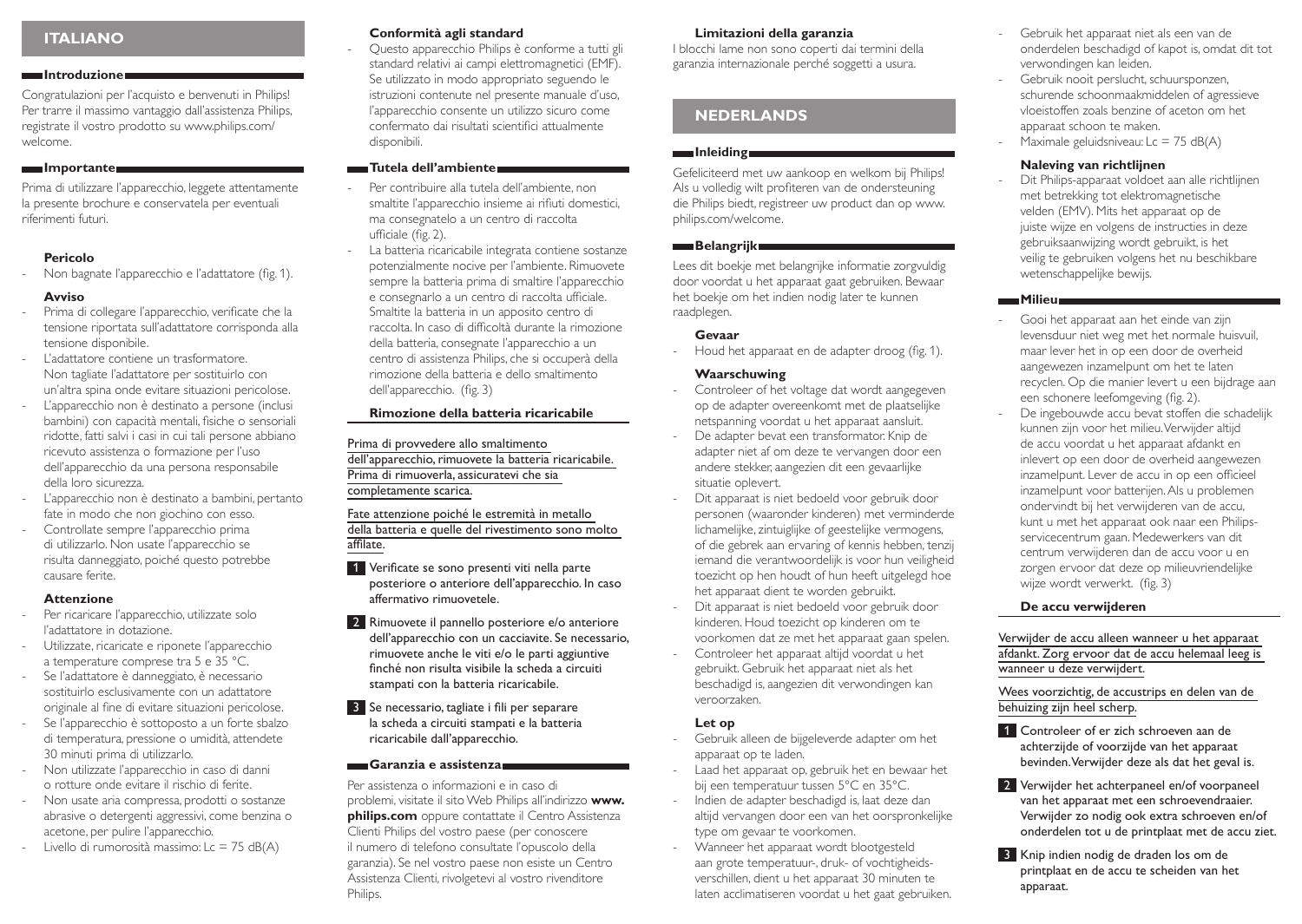# ITALIANO

## Introduzione

Congratulazioni per l'acquisto e benvenuti in Philips! Per trarre il massimo vantaggio dall'assistenza Philips, registrate il vostro prodotto su www.philips.com/welcome.

## Importante

Prima di utilizzare l'apparecchio, leggete attentamente la presente brochure e conservatela per eventuali riferimenti futuri.

### Pericolo

- Non bagnate l'apparecchio e l'adattatore (fig. 1).

### Avviso

- Prima di collegare l'apparecchio, verificate che la tensione riportata sull'adattatore corrisponda alla tensione disponibile.
- L'adattatore contiene un trasformatore. Non tagliate l'adattatore per sostituirlo con un'altra spina onde evitare situazioni pericolose.
- L'apparecchio non è destinato a persone (inclusi bambini) con capacità mentali, fisiche o sensoriali ridotte, fatti salvi i casi in cui tali persone abbiano ricevuto assistenza o formazione per l'uso dell'apparecchio da una persona responsabile della loro sicurezza.
- L'apparecchio non è destinato a bambini, pertanto fate in modo che non giochino con esso.
- Controllate sempre l'apparecchio prima di utilizzarlo. Non usate l'apparecchio se risulta danneggiato, poiché questo potrebbe causare ferite.

### Attenzione

- Per ricaricare l'apparecchio, utilizzate solo l'adattatore in dotazione.
- Utilizzate, ricaricate e riponete l'apparecchio a temperature comprese tra 5 e 35 °C.
- Se l'adattatore è danneggiato, è necessario sostituirlo esclusivamente con un adattatore originale al fine di evitare situazioni pericolose.
- Se l'apparecchio è sottoposto a un forte sbalzo di temperatura, pressione o umidità, attendete 30 minuti prima di utilizzarlo.
- Non utilizzate l'apparecchio in caso di danni o rotture onde evitare il rischio di ferite.
- Non usate aria compressa, prodotti o sostanze abrasive o detergenti aggressivi, come benzina o acetone, per pulire l'apparecchio.
- Livello di rumorosità massimo: Lc = 75 dB(A)

### Conformità agli standard

- Questo apparecchio Philips è conforme a tutti gli standard relativi ai campi elettromagnetici (EMF). Se utilizzato in modo appropriato seguendo le istruzioni contenute nel presente manuale d'uso, l'apparecchio consente un utilizzo sicuro come confermato dai risultati scientifici attualmente disponibili.

## Tutela dell'ambiente

- Per contribuire alla tutela dell'ambiente, non smaltite l'apparecchio insieme ai rifiuti domestici, ma consegnatelo a un centro di raccolta ufficiale (fig. 2).
- La batteria ricaricabile integrata contiene sostanze potenzialmente nocive per l'ambiente. Rimuovete sempre la batteria prima di smaltire l'apparecchio e consegnarlo a un centro di raccolta ufficiale. Smaltite la batteria in un apposito centro di raccolta. In caso di difficoltà durante la rimozione della batteria, consegnate l'apparecchio a un centro di assistenza Philips, che si occuperà della rimozione della batteria e dello smaltimento dell'apparecchio. (fig. 3)

### Rimozione della batteria ricaricabile

Prima di provvedere allo smaltimento dell'apparecchio, rimuovete la batteria ricaricabile. Prima di rimuoverla, assicuratevi che sia completamente scarica.

Fate attenzione poiché le estremità in metallo della batteria e quelle del rivestimento sono molto affilate.

1. Verificate se sono presenti viti nella parte posteriore o anteriore dell'apparecchio. In caso affermativo rimuovetele.
2. Rimuovete il pannello posteriore e/o anteriore dell'apparecchio con un cacciavite. Se necessario, rimuovete anche le viti e/o le parti aggiuntive finché non risulta visibile la scheda a circuiti stampati con la batteria ricaricabile.
3. Se necessario, tagliate i fili per separare la scheda a circuiti stampati e la batteria ricaricabile dall'apparecchio.

## Garanzia e assistenza

Per assistenza o informazioni e in caso di problemi, visitate il sito Web Philips all'indirizzo **www.philips.com** oppure contattate il Centro Assistenza Clienti Philips del vostro paese (per conoscere il numero di telefono consultate l'opuscolo della garanzia). Se nel vostro paese non esiste un Centro Assistenza Clienti, rivolgetevi al vostro rivenditore Philips.

### Limitazioni della garanzia

I blocchi lame non sono coperti dai termini della garanzia internazionale perché soggetti a usura.

# NEDERLANDS

## Inleiding

Gefeliciteerd met uw aankoop en welkom bij Philips! Als u volledig wilt profiteren van de ondersteuning die Philips biedt, registreer uw product dan op www.philips.com/welcome.

## Belangrijk

Lees dit boekje met belangrijke informatie zorgvuldig door voordat u het apparaat gaat gebruiken. Bewaar het boekje om het indien nodig later te kunnen raadplegen.

### Gevaar

- Houd het apparaat en de adapter droog (fig. 1).

### Waarschuwing

- Controleer of het voltage dat wordt aangegeven op de adapter overeenkomt met de plaatselijke netspanning voordat u het apparaat aansluit.
- De adapter bevat een transformator. Knip de adapter niet af om deze te vervangen door een andere stekker, aangezien dit een gevaarlijke situatie oplevert.
- Dit apparaat is niet bedoeld voor gebruik door personen (waaronder kinderen) met verminderde lichamelijke, zintuiglijke of geestelijke vermogens, of die gebrek aan ervaring of kennis hebben, tenzij iemand die verantwoordelijk is voor hun veiligheid toezicht op hen houdt of hun heeft uitgelegd hoe het apparaat dient te worden gebruikt.
- Dit apparaat is niet bedoeld voor gebruik door kinderen. Houd toezicht op kinderen om te voorkomen dat ze met het apparaat gaan spelen.
- Controleer het apparaat altijd voordat u het gebruikt. Gebruik het apparaat niet als het beschadigd is, aangezien dit verwondingen kan veroorzaken.

### Let op

- Gebruik alleen de bijgeleverde adapter om het apparaat op te laden.
- Laad het apparaat op, gebruik het en bewaar het bij een temperatuur tussen 5°C en 35°C.
- Indien de adapter beschadigd is, laat deze dan altijd vervangen door een van het oorspronkelijke type om gevaar te voorkomen.
- Wanneer het apparaat wordt blootgesteld aan grote temperatuur-, druk- of vochtigheidsverschillen, dient u het apparaat 30 minuten te laten acclimatiseren voordat u het gaat gebruiken.
- Gebruik het apparaat niet als een van de onderdelen beschadigd is of kapot is, omdat dit tot verwondingen kan leiden.
- Gebruik nooit perslucht, schuursponzen, schurende schoonmaakmiddelen of agressieve vloeistoffen zoals benzine of aceton om het apparaat schoon te maken.
- Maximale geluidsniveau: Lc = 75 dB(A)

### Naleving van richtlijnen

- Dit Philips-apparaat voldoet aan alle richtlijnen met betrekking tot elektromagnetische velden (EMV). Mits het apparaat op de juiste wijze en volgens de instructies in deze gebruiksaanwijzing wordt gebruikt, is het veilig te gebruiken volgens het nu beschikbare wetenschappelijke bewijs.

## Milieu

- Gooi het apparaat aan het einde van zijn levensduur niet weg met het normale huisvuil, maar lever het in op een door de overheid aangewezen inzamelpunt om het te laten recyclen. Op die manier levert u een bijdrage aan een schonere leefomgeving (fig. 2).
- De ingebouwde accu bevat stoffen die schadelijk kunnen zijn voor het milieu. Verwijder altijd de accu voordat u het apparaat afdankt en inlevert op een door de overheid aangewezen inzamelpunt. Lever de accu in op een officieel inzamelpunt voor batterijen. Als u problemen ondervindt bij het verwijderen van de accu, kunt u met het apparaat ook naar een Philips-servicecentrum gaan. Medewerkers van dit centrum verwijderen dan de accu voor u en zorgen ervoor dat deze op milieuvriendelijke wijze wordt verwerkt. (fig. 3)

### De accu verwijderen

Verwijder de accu alleen wanneer u het apparaat afdankt. Zorg ervoor dat de accu helemaal leeg is wanneer u deze verwijdert.

Wees voorzichtig, de accustrips en delen van de behuizing zijn heel scherp.

1. Controleer of er zich schroeven aan de achterzijde of voorzijde van het apparaat bevinden. Verwijder deze als dat het geval is.
2. Verwijder het achterpaneel en/of voorpaneel van het apparaat met een schroevendraaier. Verwijder zo nodig ook extra schroeven en/of onderdelen tot u de printplaat met de accu ziet.
3. Knip indien nodig de draden los om de printplaat en de accu te scheiden van het apparaat.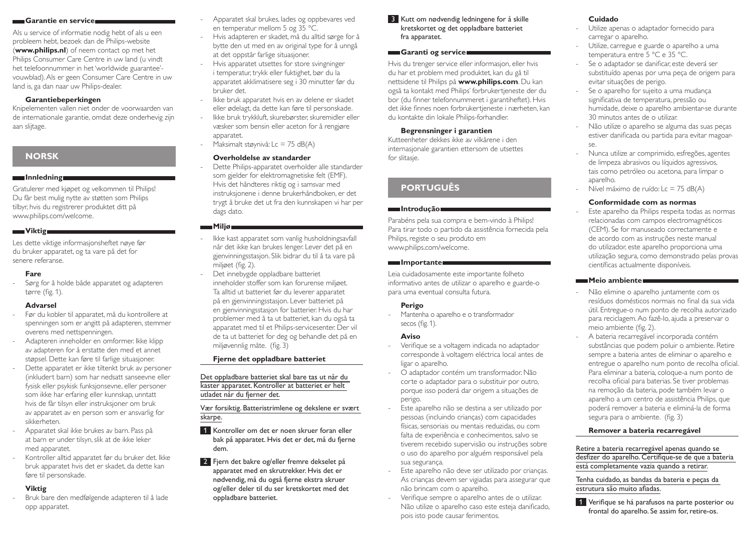## Garantie en service

Als u service of informatie nodig hebt of als u een probleem hebt, bezoek dan de Philips-website (**www.philips.nl**) of neem contact op met het Philips Consumer Care Centre in uw land (u vindt het telefoonnummer in het 'worldwide guarantee'-vouwblad). Als er geen Consumer Care Centre in uw land is, ga dan naar uw Philips-dealer.

### Garantiebeperkingen

Knipelementen vallen niet onder de voorwaarden van de internationale garantie, omdat deze onderhevig zijn aan slijtage.

# NORSK

## Innledning

Gratulerer med kjøpet og velkommen til Philips! Du får best mulig nytte av støtten som Philips tilbyr, hvis du registrerer produktet ditt på www.philips.com/welcome.

## Viktig

Les dette viktige informasjonsheftet nøye før du bruker apparatet, og ta vare på det for senere referanse.

### Fare

- Sørg for å holde både apparatet og adapteren tørre (fig. 1).

### Advarsel

- Før du kobler til apparatet, må du kontrollere at spenningen som er angitt på adapteren, stemmer overens med nettspenningen.
- Adapteren inneholder en omformer. Ikke klipp av adapteren for å erstatte den med et annet støpsel. Dette kan føre til farlige situasjoner.
- Dette apparatet er ikke tiltenkt bruk av personer (inkludert barn) som har nedsatt sanseevne eller fysisk eller psykisk funksjonsevne, eller personer som ikke har erfaring eller kunnskap, unntatt hvis de får tilsyn eller instruksjoner om bruk av apparatet av en person som er ansvarlig for sikkerheten.
- Apparatet skal ikke brukes av barn. Pass på at barn er under tilsyn, slik at de ikke leker med apparatet.
- Kontroller alltid apparatet før du bruker det. Ikke bruk apparatet hvis det er skadet, da dette kan føre til personskade.

### Viktig

- Bruk bare den medfølgende adapteren til å lade opp apparatet.
- Apparatet skal brukes, lades og oppbevares ved en temperatur mellom 5 og 35 °C.
- Hvis adapteren er skadet, må du alltid sørge for å bytte den ut med en av original type for å unngå at det oppstår farlige situasjoner.
- Hvis apparatet utsettes for store svingninger i temperatur, trykk eller fuktighet, bør du la apparatet akklimatisere seg i 30 minutter før du bruker det.
- Ikke bruk apparatet hvis en av delene er skadet eller ødelagt, da dette kan føre til personskade.
- Ikke bruk trykkluft, skurebørster, skuremidler eller væsker som bensin eller aceton for å rengjøre apparatet.
- Maksimalt støynivå: Lc = 75 dB(A)

### Overholdelse av standarder

- Dette Philips-apparatet overholder alle standarder som gjelder for elektromagnetiske felt (EMF). Hvis det håndteres riktig og i samsvar med instruksjonene i denne brukerhåndboken, er det trygt å bruke det ut fra den kunnskapen vi har per dags dato.

## Miljø

- Ikke kast apparatet som vanlig husholdningsavfall når det ikke kan brukes lenger. Lever det på en gjenvinningsstasjon. Slik bidrar du til å ta vare på miljøet (fig. 2).
- Det innebygde oppladbare batteriet inneholder stoffer som kan forurense miljøet. Ta alltid ut batteriet før du leverer apparatet på en gjenvinningsstasjon. Lever batteriet på en gjenvinningsstasjon for batterier. Hvis du har problemer med å ta ut batteriet, kan du også ta apparatet med til et Philips-servicesenter. Der vil de ta ut batteriet for deg og behandle det på en miljøvennlig måte. (fig. 3)

### Fjerne det oppladbare batteriet

Det oppladbare batteriet skal bare tas ut når du kaster apparatet. Kontroller at batteriet er helt utladet når du fjerner det.

Vær forsiktig. Batteristrimlene og dekslene er svært skarpe.

1. Kontroller om det er noen skruer foran eller bak på apparatet. Hvis det er det, må du fjerne dem.
2. Fjern det bakre og/eller fremre dekselet på apparatet med en skrutrekker. Hvis det er nødvendig, må du også fjerne ekstra skruer og/eller deler til du ser kretskortet med det oppladbare batteriet.
3. Kutt om nødvendig ledningene for å skille kretskortet og det oppladbare batteriet fra apparatet.

## Garanti og service

Hvis du trenger service eller informasjon, eller hvis du har et problem med produktet, kan du gå til nettsidene til Philips på **www.philips.com**. Du kan også ta kontakt med Philips' forbrukertjeneste der du bor (du finner telefonnummeret i garantiheftet). Hvis det ikke finnes noen forbrukertjeneste i nærheten, kan du kontakte din lokale Philips-forhandler.

### Begrensninger i garantien

Kutteenheter dekkes ikke av vilkårene i den internasjonale garantien ettersom de utsettes for slitasje.

# PORTUGUÊS

## Introdução

Parabéns pela sua compra e bem-vindo à Philips! Para tirar todo o partido da assistência fornecida pela Philips, registe o seu produto em www.philips.com/welcome.

## Importante

Leia cuidadosamente este importante folheto informativo antes de utilizar o aparelho e guarde-o para uma eventual consulta futura.

### Perigo

- Mantenha o aparelho e o transformador secos (fig. 1).

### Aviso

- Verifique se a voltagem indicada no adaptador corresponde à voltagem eléctrica local antes de ligar o aparelho.
- O adaptador contém um transformador. Não corte o adaptador para o substituir por outro, porque isso poderá dar origem a situações de perigo.
- Este aparelho não se destina a ser utilizado por pessoas (incluindo crianças) com capacidades físicas, sensoriais ou mentais reduzidas, ou com falta de experiência e conhecimentos, salvo se tiverem recebido supervisão ou instruções sobre o uso do aparelho por alguém responsável pela sua segurança.
- Este aparelho não deve ser utilizado por crianças. As crianças devem ser vigiadas para assegurar que não brincam com o aparelho.
- Verifique sempre o aparelho antes de o utilizar. Não utilize o aparelho caso este esteja danificado, pois isto pode causar ferimentos.

### Cuidado

- Utilize apenas o adaptador fornecido para carregar o aparelho.
- Utilize, carregue e guarde o aparelho a uma temperatura entre 5 °C e 35 °C.
- Se o adaptador se danificar, este deverá ser substituído apenas por uma peça de origem para evitar situações de perigo.
- Se o aparelho for sujeito a uma mudança significativa de temperatura, pressão ou humidade, deixe o aparelho ambientar-se durante 30 minutos antes de o utilizar.
- Não utilize o aparelho se alguma das suas peças estiver danificada ou partida para evitar magoar-se.
- Nunca utilize ar comprimido, esfregões, agentes de limpeza abrasivos ou líquidos agressivos, tais como petróleo ou acetona, para limpar o aparelho.
- Nível máximo de ruído: Lc = 75 dB(A)

### Conformidade com as normas

- Este aparelho da Philips respeita todas as normas relacionadas com campos electromagnéticos (CEM). Se for manuseado correctamente e de acordo com as instruções neste manual do utilizador, este aparelho proporciona uma utilização segura, como demonstrado pelas provas científicas actualmente disponíveis.

## Meio ambiente

- Não elimine o aparelho juntamente com os resíduos domésticos normais no final da sua vida útil. Entregue-o num ponto de recolha autorizado para reciclagem. Ao fazê-lo, ajuda a preservar o meio ambiente (fig. 2).
- A bateria recarregável incorporada contém substâncias que podem poluir o ambiente. Retire sempre a bateria antes de eliminar o aparelho e entregue o aparelho num ponto de recolha oficial. Para eliminar a bateria, coloque-a num ponto de recolha oficial para baterias. Se tiver problemas na remoção da bateria, pode também levar o aparelho a um centro de assistência Philips, que poderá remover a bateria e eliminá-la de forma segura para o ambiente. (fig. 3)

### Remover a bateria recarregável

Retire a bateria recarregável apenas quando se desfizer do aparelho. Certifique-se de que a bateria está completamente vazia quando a retirar.

Tenha cuidado, as bandas da bateria e peças da estrutura são muito afiadas.

1. Verifique se há parafusos na parte posterior ou frontal do aparelho. Se assim for, retire-os.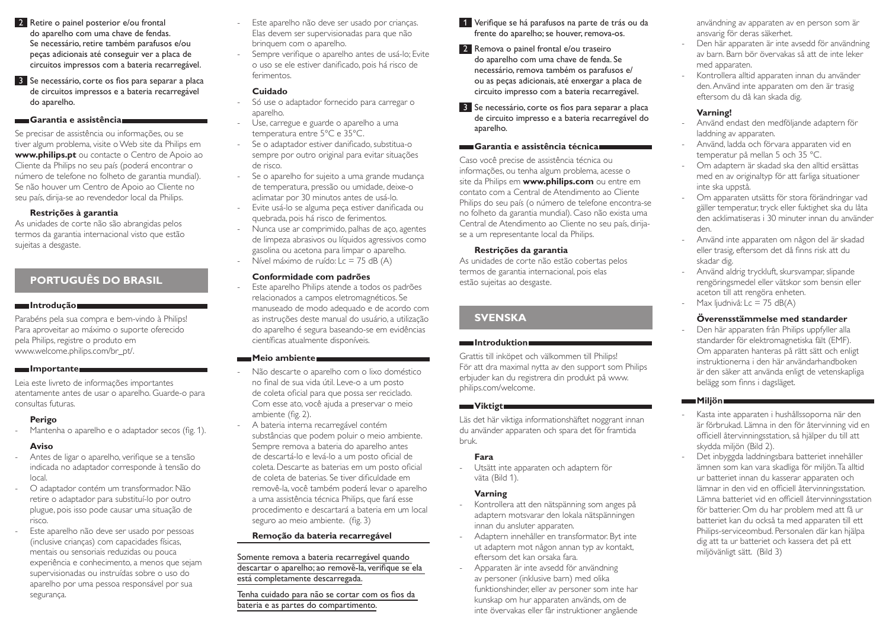2 Retire o painel posterior e/ou frontal do aparelho com uma chave de fendas. Se necessário, retire também parafusos e/ou peças adicionais até conseguir ver a placa de circuitos impressos com a bateria recarregável.

3 Se necessário, corte os fios para separar a placa de circuitos impressos e a bateria recarregável do aparelho.

## Garantia e assistência

Se precisar de assistência ou informações, ou se tiver algum problema, visite o Web site da Philips em **www.philips.pt** ou contacte o Centro de Apoio ao Cliente da Philips no seu país (poderá encontrar o número de telefone no folheto de garantia mundial). Se não houver um Centro de Apoio ao Cliente no seu país, dirija-se ao revendedor local da Philips.

### Restrições à garantia

As unidades de corte não são abrangidas pelos termos da garantia internacional visto que estão sujeitas a desgaste.

# PORTUGUÊS DO BRASIL

## Introdução

Parabéns pela sua compra e bem-vindo à Philips! Para aproveitar ao máximo o suporte oferecido pela Philips, registre o produto em www.welcome.philips.com/br_pt/.

## Importante

Leia este livreto de informações importantes atentamente antes de usar o aparelho. Guarde-o para consultas futuras.

### Perigo

- Mantenha o aparelho e o adaptador secos (fig. 1).

### Aviso

- Antes de ligar o aparelho, verifique se a tensão indicada no adaptador corresponde à tensão do local.
- O adaptador contém um transformador. Não retire o adaptador para substituí-lo por outro plugue, pois isso pode causar uma situação de risco.
- Este aparelho não deve ser usado por pessoas (inclusive crianças) com capacidades físicas, mentais ou sensoriais reduzidas ou pouca experiência e conhecimento, a menos que sejam supervisionadas ou instruídas sobre o uso do aparelho por uma pessoa responsável por sua segurança.
- Este aparelho não deve ser usado por crianças. Elas devem ser supervisionadas para que não brinquem com o aparelho.
- Sempre verifique o aparelho antes de usá-lo; Evite o uso se ele estiver danificado, pois há risco de ferimentos.

### Cuidado

- Só use o adaptador fornecido para carregar o aparelho.
- Use, carregue e guarde o aparelho a uma temperatura entre 5°C e 35°C.
- Se o adaptador estiver danificado, substitua-o sempre por outro original para evitar situações de risco.
- Se o aparelho for sujeito a uma grande mudança de temperatura, pressão ou umidade, deixe-o aclimatar por 30 minutos antes de usá-lo.
- Evite usá-lo se alguma peça estiver danificada ou quebrada, pois há risco de ferimentos.
- Nunca use ar comprimido, palhas de aço, agentes de limpeza abrasivos ou líquidos agressivos como gasolina ou acetona para limpar o aparelho.
- Nível máximo de ruído: Lc = 75 dB (A)

### Conformidade com padrões

- Este aparelho Philips atende a todos os padrões relacionados a campos eletromagnéticos. Se manuseado de modo adequado e de acordo com as instruções deste manual do usuário, a utilização do aparelho é segura baseando-se em evidências científicas atualmente disponíveis.

## Meio ambiente

- Não descarte o aparelho com o lixo doméstico no final de sua vida útil. Leve-o a um posto de coleta oficial para que possa ser reciclado. Com esse ato, você ajuda a preservar o meio ambiente (fig. 2).
- A bateria interna recarregável contém substâncias que podem poluir o meio ambiente. Sempre remova a bateria do aparelho antes de descartá-lo e levá-lo a um posto oficial de coleta. Descarte as baterias em um posto oficial de coleta de baterias. Se tiver dificuldade em removê-la, você também poderá levar o aparelho a uma assistência técnica Philips, que fará esse procedimento e descartará a bateria em um local seguro ao meio ambiente. (fig. 3)

### Remoção da bateria recarregável

Somente remova a bateria recarregável quando descartar o aparelho; ao removê-la, verifique se ela está completamente descarregada.

Tenha cuidado para não se cortar com os fios da bateria e as partes do compartimento.

1 Verifique se há parafusos na parte de trás ou da frente do aparelho; se houver, remova-os.

2 Remova o painel frontal e/ou traseiro do aparelho com uma chave de fenda. Se necessário, remova também os parafusos e/ ou as peças adicionais, até enxergar a placa de circuito impresso com a bateria recarregável.

3 Se necessário, corte os fios para separar a placa de circuito impresso e a bateria recarregável do aparelho.

## Garantia e assistência técnica

Caso você precise de assistência técnica ou informações, ou tenha algum problema, acesse o site da Philips em **www.philips.com** ou entre em contato com a Central de Atendimento ao Cliente Philips do seu país (o número de telefone encontra-se no folheto da garantia mundial). Caso não exista uma Central de Atendimento ao Cliente no seu país, dirija-se a um representante local da Philips.

### Restrições da garantia

As unidades de corte não estão cobertas pelos termos de garantia internacional, pois elas estão sujeitas ao desgaste.

# SVENSKA

## Introduktion

Grattis till inköpet och välkommen till Philips! För att dra maximal nytta av den support som Philips erbjuder kan du registrera din produkt på www.philips.com/welcome.

## Viktigt

Läs det här viktiga informationshäftet noggrant innan du använder apparaten och spara det för framtida bruk.

### Fara

- Utsätt inte apparaten och adaptern för väta (Bild 1).

### Varning

- Kontrollera att den nätspänning som anges på adaptern motsvarar den lokala nätspänningen innan du ansluter apparaten.
- Adaptern innehåller en transformator. Byt inte ut adaptern mot någon annan typ av kontakt, eftersom det kan orsaka fara.
- Apparaten är inte avsedd för användning av personer (inklusive barn) med olika funktionshinder, eller av personer som inte har kunskap om hur apparaten används, om de inte övervakas eller får instruktioner angående användning av apparaten av en person som är ansvarig för deras säkerhet.
- Den här apparaten är inte avsedd för användning av barn. Barn bör övervakas så att de inte leker med apparaten.
- Kontrollera alltid apparaten innan du använder den. Använd inte apparaten om den är trasig eftersom du då kan skada dig.

### Varning!

- Använd endast den medföljande adaptern för laddning av apparaten.
- Använd, ladda och förvara apparaten vid en temperatur på mellan 5 och 35 °C.
- Om adaptern är skadad ska den alltid ersättas med en av originaltyp för att farliga situationer inte ska uppstå.
- Om apparaten utsätts för stora förändringar vad gäller temperatur, tryck eller fuktighet ska du låta den acklimatiseras i 30 minuter innan du använder den.
- Använd inte apparaten om någon del är skadad eller trasig, eftersom det då finns risk att du skadar dig.
- Använd aldrig tryckluft, skursvampar, slipande rengöringsmedel eller vätskor som bensin eller aceton till att rengöra enheten.
- Max ljudnivå: Lc = 75 dB(A)

### Överensstämmelse med standarder

- Den här apparaten från Philips uppfyller alla standarder för elektromagnetiska fält (EMF). Om apparaten hanteras på rätt sätt och enligt instruktionerna i den här användarhandboken är den säker att använda enligt de vetenskapliga belägg som finns i dagsläget.

## Miljön

- Kasta inte apparaten i hushållssoporna när den är förbrukad. Lämna in den för återvinning vid en officiell återvinningsstation, så hjälper du till att skydda miljön (Bild 2).
- Det inbyggda laddningsbara batteriet innehåller ämnen som kan vara skadliga för miljön. Ta alltid ur batteriet innan du kasserar apparaten och lämnar in den vid en officiell återvinningsstation. Lämna batteriet vid en officiell återvinningsstation för batterier. Om du har problem med att få ur batteriet kan du också ta med apparaten till ett Philips-serviceombud. Personalen där kan hjälpa dig att ta ur batteriet och kassera det på ett miljövänligt sätt. (Bild 3)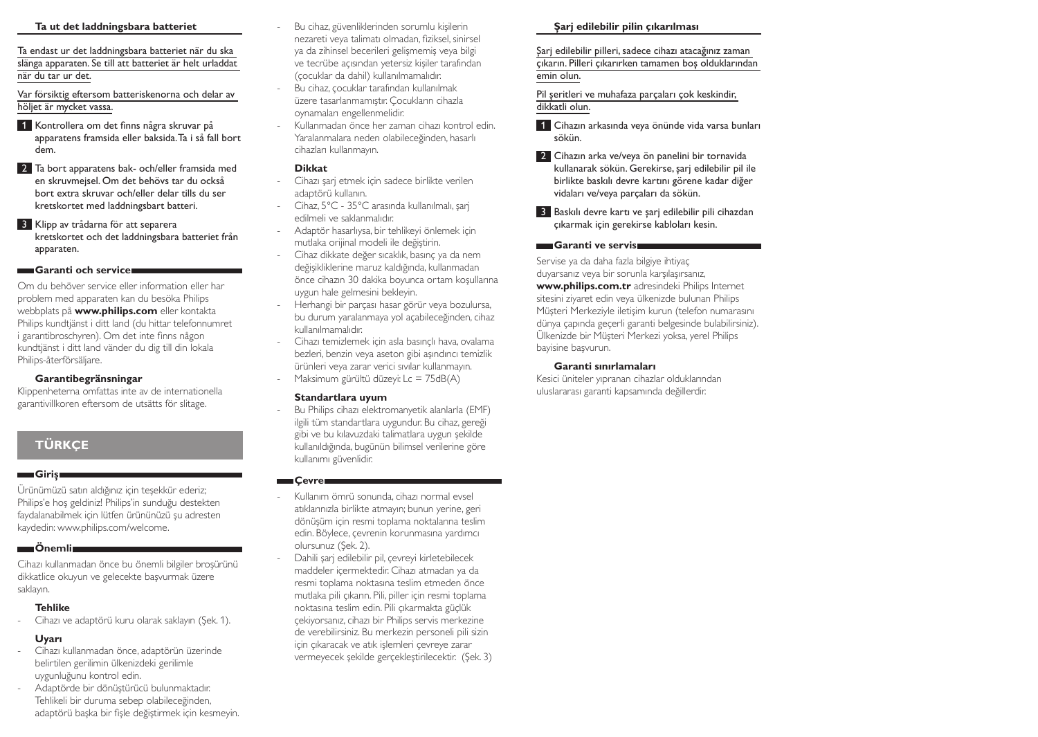### Ta ut det laddningsbara batteriet

Ta endast ur det laddningsbara batteriet när du ska slänga apparaten. Se till att batteriet är helt urladdat när du tar ur det.

Var försiktig eftersom batteriskenorna och delar av höljet är mycket vassa.

1. Kontrollera om det finns några skruvar på apparatens framsida eller baksida. Ta i så fall bort dem.
2. Ta bort apparatens bak- och/eller framsida med en skruvmejsel. Om det behövs tar du också bort extra skruvar och/eller delar tills du ser kretskortet med laddningsbart batteri.
3. Klipp av trådarna för att separera kretskortet och det laddningsbara batteriet från apparaten.

## Garanti och service

Om du behöver service eller information eller har problem med apparaten kan du besöka Philips webbplats på **www.philips.com** eller kontakta Philips kundtjänst i ditt land (du hittar telefonnumret i garantibroschyren). Om det inte finns någon kundtjänst i ditt land vänder du dig till din lokala Philips-återförsäljare.

### Garantibegränsningar

Klippenheterna omfattas inte av de internationella garantivillkoren eftersom de utsätts för slitage.

# TÜRKÇE

## Giriş

Ürünümüzü satın aldığınız için teşekkür ederiz; Philips'e hoş geldiniz! Philips'in sunduğu destekten faydalanabilmek için lütfen ürününüzü şu adresten kaydedin: www.philips.com/welcome.

## Önemli

Cihazı kullanmadan önce bu önemli bilgiler broşürünü dikkatlice okuyun ve gelecekte başvurmak üzere saklayın.

### Tehlike

- Cihazı ve adaptörü kuru olarak saklayın (Şek. 1).

### Uyarı

- Cihazı kullanmadan önce, adaptörün üzerinde belirtilen gerilimin ülkenizdeki gerilimle uygunluğunu kontrol edin.
- Adaptörde bir dönüştürücü bulunmaktadır. Tehlikeli bir duruma sebep olabileceğinden, adaptörü başka bir fişle değiştirmek için kesmeyin.
- Bu cihaz, güvenliklerinden sorumlu kişilerin nezareti veya talimatı olmadan, fiziksel, sinirsel ya da zihinsel becerileri gelişmemiş veya bilgi ve tecrübe açısından yetersiz kişiler tarafından (çocuklar da dahil) kullanılmamalıdır.
- Bu cihaz, çocuklar tarafından kullanılmak üzere tasarlanmamıştır. Çocukların cihazla oynamaları engellenmelidir.
- Kullanmadan önce her zaman cihazı kontrol edin. Yaralanmalara neden olabileceğinden, hasarlı cihazları kullanmayın.

### Dikkat

- Cihazı şarj etmek için sadece birlikte verilen adaptörü kullanın.
- Cihaz, 5°C - 35°C arasında kullanılmalı, şarj edilmeli ve saklanmalıdır.
- Adaptör hasarlıysa, bir tehlikeyi önlemek için mutlaka orijinal modeli ile değiştirin.
- Cihaz dikkate değer sıcaklık, basınç ya da nem değişikliklerine maruz kaldığında, kullanmadan önce cihazın 30 dakika boyunca ortam koşullarına uygun hale gelmesini bekleyin.
- Herhangi bir parçası hasar görür veya bozulursa, bu durum yaralanmaya yol açabileceğinden, cihaz kullanılmamalıdır.
- Cihazı temizlemek için asla basınçlı hava, ovalama bezleri, benzin veya aseton gibi aşındırıcı temizlik ürünleri veya zarar verici sıvılar kullanmayın.
- Maksimum gürültü düzeyi: Lc = 75dB(A)

### Standartlara uyum

- Bu Philips cihazı elektromanyetik alanlarla (EMF) ilgili tüm standartlara uygundur. Bu cihaz, gereği gibi ve bu kılavuzdaki talimatlara uygun şekilde kullanıldığında, bugünün bilimsel verilerine göre kullanımı güvenlidir.

## Çevre

- Kullanım ömrü sonunda, cihazı normal evsel atıklarınızla birlikte atmayın; bunun yerine, geri dönüşüm için resmi toplama noktalarına teslim edin. Böylece, çevrenin korunmasına yardımcı olursunuz (Şek. 2).
- Dahili şarj edilebilir pil, çevreyi kirletebilecek maddeler içermektedir. Cihazı atmadan ya da resmi toplama noktasına teslim etmeden önce mutlaka pili çıkarın. Pili, piller için resmi toplama noktasına teslim edin. Pili çıkarmakta güçlük çekiyorsanız, cihazı bir Philips servis merkezine de verebilirsiniz. Bu merkezin personeli pili sizin için çıkaracak ve atık işlemleri çevreye zarar vermeyecek şekilde gerçekleştirilecektir. (Şek. 3)

### Şarj edilebilir pilin çıkarılması

Şarj edilebilir pilleri, sadece cihazı atacağınız zaman çıkarın. Pilleri çıkarırken tamamen boş olduklarından emin olun.

Pil şeritleri ve muhafaza parçaları çok keskindir, dikkatli olun.

1. Cihazın arkasında veya önünde vida varsa bunları sökün.
2. Cihazın arka ve/veya ön panelini bir tornavida kullanarak sökün. Gerekirse, şarj edilebilir pil ile birlikte baskılı devre kartını görene kadar diğer vidaları ve/veya parçaları da sökün.
3. Baskılı devre kartı ve şarj edilebilir pili cihazdan çıkarmak için gerekirse kabloları kesin.

## Garanti ve servis

Servise ya da daha fazla bilgiye ihtiyaç duyarsanız veya bir sorunla karşılaşırsanız, **www.philips.com.tr** adresindeki Philips Internet sitesini ziyaret edin veya ülkenizde bulunan Philips Müşteri Merkeziyle iletişim kurun (telefon numarasını dünya çapında geçerli garanti belgesinde bulabilirsiniz). Ülkenizde bir Müşteri Merkezi yoksa, yerel Philips bayisine başvurun.

### Garanti sınırlamaları

Kesici üniteler yıpranan cihazlar olduklarından uluslararası garanti kapsamında değillerdir.